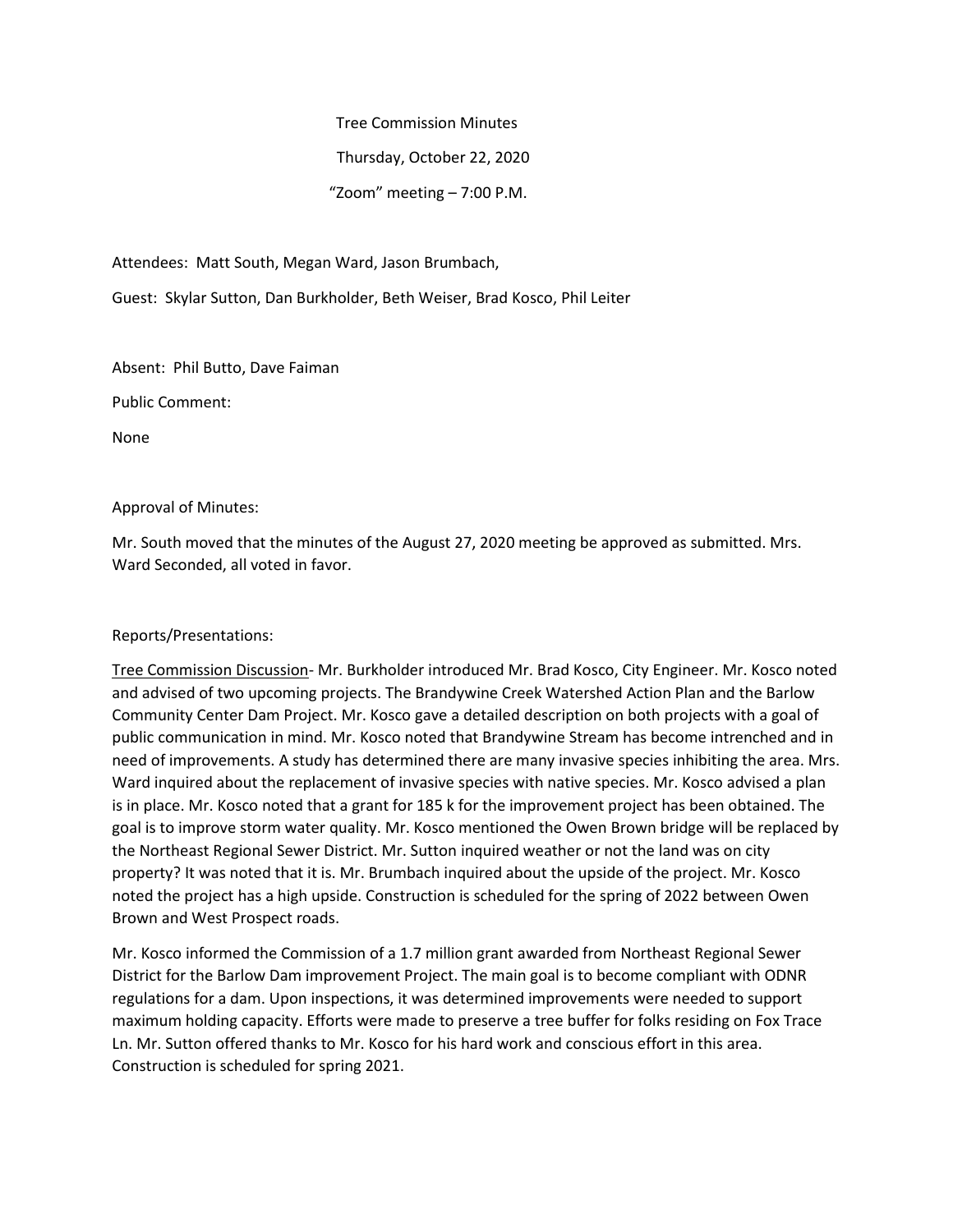Tree Commission Minutes

Thursday, October 22, 2020

"Zoom" meeting – 7:00 P.M.

Attendees: Matt South, Megan Ward, Jason Brumbach,

Guest: Skylar Sutton, Dan Burkholder, Beth Weiser, Brad Kosco, Phil Leiter

Absent: Phil Butto, Dave Faiman

Public Comment:

None

Approval of Minutes:

Mr. South moved that the minutes of the August 27, 2020 meeting be approved as submitted. Mrs. Ward Seconded, all voted in favor.

Reports/Presentations:

<u>Tree Commission Discussion</u>- Mr. Burkholder introduced Mr. Brad Kosco, City Engineer. Mr. Kosco noted and advised of two upcoming projects. The Brandywine Creek Watershed Action Plan and the Barlow Community Center Dam Project. Mr. Kosco gave a detailed description on both projects with a goal of public communication in mind. Mr. Kosco noted that Brandywine Stream has become intrenched and in need of improvements. A study has determined there are many invasive species inhibiting the area. Mrs. Ward inquired about the replacement of invasive species with native species. Mr. Kosco advised a plan is in place. Mr. Kosco noted that a grant for 185 k for the improvement project has been obtained. The goal is to improve storm water quality. Mr. Kosco mentioned the Owen Brown bridge will be replaced by the Northeast Regional Sewer District. Mr. Sutton inquired weather or not the land was on city property? It was noted that it is. Mr. Brumbach inquired about the upside of the project. Mr. Kosco noted the project has a high upside. Construction is scheduled for the spring of 2022 between Owen Brown and West Prospect roads.

Mr. Kosco informed the Commission of a 1.7 million grant awarded from Northeast Regional Sewer District for the Barlow Dam improvement Project. The main goal is to become compliant with ODNR regulations for a dam. Upon inspections, it was determined improvements were needed to support maximum holding capacity. Efforts were made to preserve a tree buffer for folks residing on Fox Trace Ln. Mr. Sutton offered thanks to Mr. Kosco for his hard work and conscious effort in this area. Construction is scheduled for spring 2021.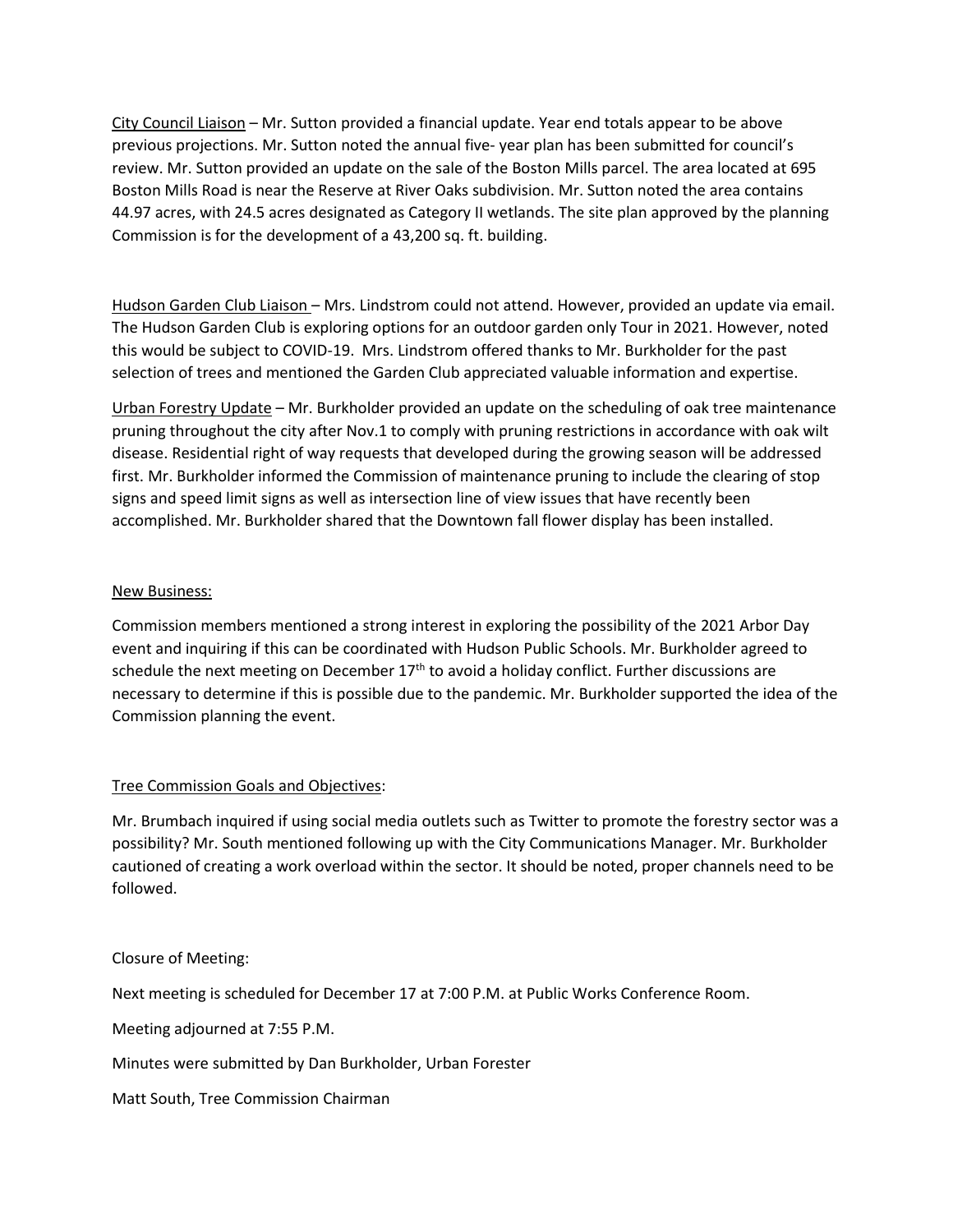City Council Liaison – Mr. Sutton provided a financial update. Year end totals appear to be above previous projections. Mr. Sutton noted the annual five- year plan has been submitted for council's review. Mr. Sutton provided an update on the sale of the Boston Mills parcel. The area located at 695 Boston Mills Road is near the Reserve at River Oaks subdivision. Mr. Sutton noted the area contains 44.97 acres, with 24.5 acres designated as Category II wetlands. The site plan approved by the planning Commission is for the development of a 43,200 sq. ft. building.

Hudson Garden Club Liaison – Mrs. Lindstrom could not attend. However, provided an update via email. The Hudson Garden Club is exploring options for an outdoor garden only Tour in 2021. However, noted this would be subject to COVID-19. Mrs. Lindstrom offered thanks to Mr. Burkholder for the past selection of trees and mentioned the Garden Club appreciated valuable information and expertise.

Urban Forestry Update – Mr. Burkholder provided an update on the scheduling of oak tree maintenance pruning throughout the city after Nov.1 to comply with pruning restrictions in accordance with oak wilt disease. Residential right of way requests that developed during the growing season will be addressed first. Mr. Burkholder informed the Commission of maintenance pruning to include the clearing of stop signs and speed limit signs as well as intersection line of view issues that have recently been accomplished. Mr. Burkholder shared that the Downtown fall flower display has been installed.

New Business:

Commission members mentioned a strong interest in exploring the possibility of the 2021 Arbor Day event and inquiring if this can be coordinated with Hudson Public Schools. Mr. Burkholder agreed to schedule the next meeting on December 17th to avoid a holiday conflict. Further discussions are necessary to determine if this is possible due to the pandemic. Mr. Burkholder supported the idea of the Commission planning the event.

Tree Commission Goals and Objectives:

Mr. Brumbach inquired if using social media outlets such as Twitter to promote the forestry sector was a possibility? Mr. South mentioned following up with the City Communications Manager. Mr. Burkholder cautioned of creating a work overload within the sector. It should be noted, proper channels need to be followed.

Closure of Meeting:

Next meeting is scheduled for December 17 at 7:00 P.M. at Public Works Conference Room.

Meeting adjourned at 7:55 P.M.

Minutes were submitted by Dan Burkholder, Urban Forester

Matt South, Tree Commission Chairman